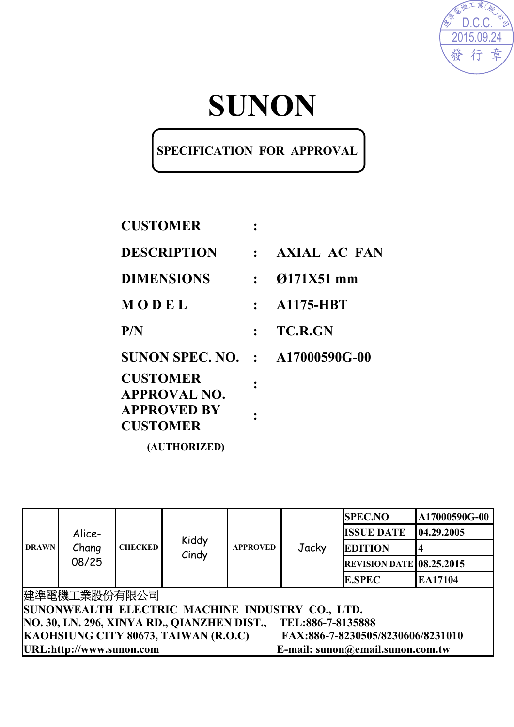建準電機工業(股)公司
D.C.C.
2015.09.24
發 行 章

# SUNON

**SPECIFICATION FOR APPROVAL**

| | | |
|---|---|---|
| **CUSTOMER** | : | |
| **DESCRIPTION** | : | **AXIAL AC FAN** |
| **DIMENSIONS** | : | **Ø171X51 mm** |
| **M O D E L** | : | **A1175-HBT** |
| **P/N** | : | **TC.R.GN** |
| **SUNON SPEC. NO.** | : | **A17000590G-00** |
| **CUSTOMER APPROVAL NO.** | : | |
| **APPROVED BY CUSTOMER** | : | |

**(AUTHORIZED)**

| DRAWN | Alice-Chang 08/25 | CHECKED | Kiddy Cindy | APPROVED | Jacky | SPEC.NO | A17000590G-00 |
|---|---|---|---|---|---|---|---|
| | | | | | | ISSUE DATE | 04.29.2005 |
| | | | | | | EDITION | 4 |
| | | | | | | REVISION DATE | 08.25.2015 |
| | | | | | | E.SPEC | EA17104 |

建準電機工業股份有限公司
**SUNONWEALTH ELECTRIC MACHINE INDUSTRY CO., LTD.**
**NO. 30, LN. 296, XINYA RD., QIANZHEN DIST., TEL:886-7-8135888**
**KAOHSIUNG CITY 80673, TAIWAN (R.O.C) FAX:886-7-8230505/8230606/8231010**
**URL:http://www.sunon.com E-mail: sunon@email.sunon.com.tw**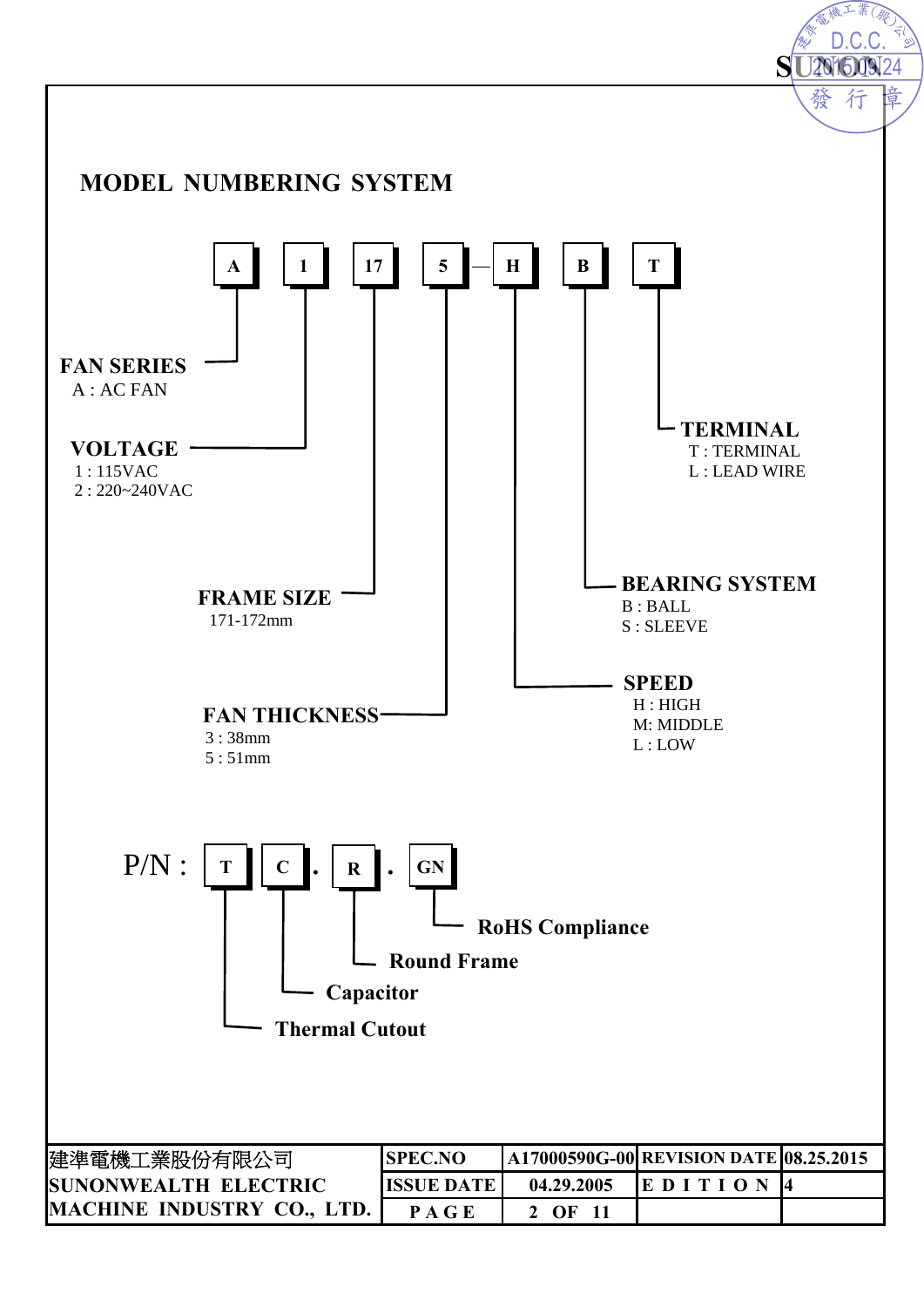## MODEL NUMBERING SYSTEM

A 1 17 5 — H B T

**FAN SERIES**
A : AC FAN

**VOLTAGE**
1 : 115VAC
2 : 220~240VAC

**FRAME SIZE**
171-172mm

**FAN THICKNESS**
3 : 38mm
5 : 51mm

**SPEED**
H : HIGH
M: MIDDLE
L : LOW

**BEARING SYSTEM**
B : BALL
S : SLEEVE

**TERMINAL**
T : TERMINAL
L : LEAD WIRE

P/N : T C . R . GN

- T: **Thermal Cutout**
- C: **Capacitor**
- R: **Round Frame**
- GN: **RoHS Compliance**

| 建準電機工業股份有限公司 SUNONWEALTH ELECTRIC MACHINE INDUSTRY CO., LTD. | SPEC.NO | A17000590G-00 | REVISION DATE | 08.25.2015 |
|---|---|---|---|---|
| | ISSUE DATE | 04.29.2005 | EDITION | 4 |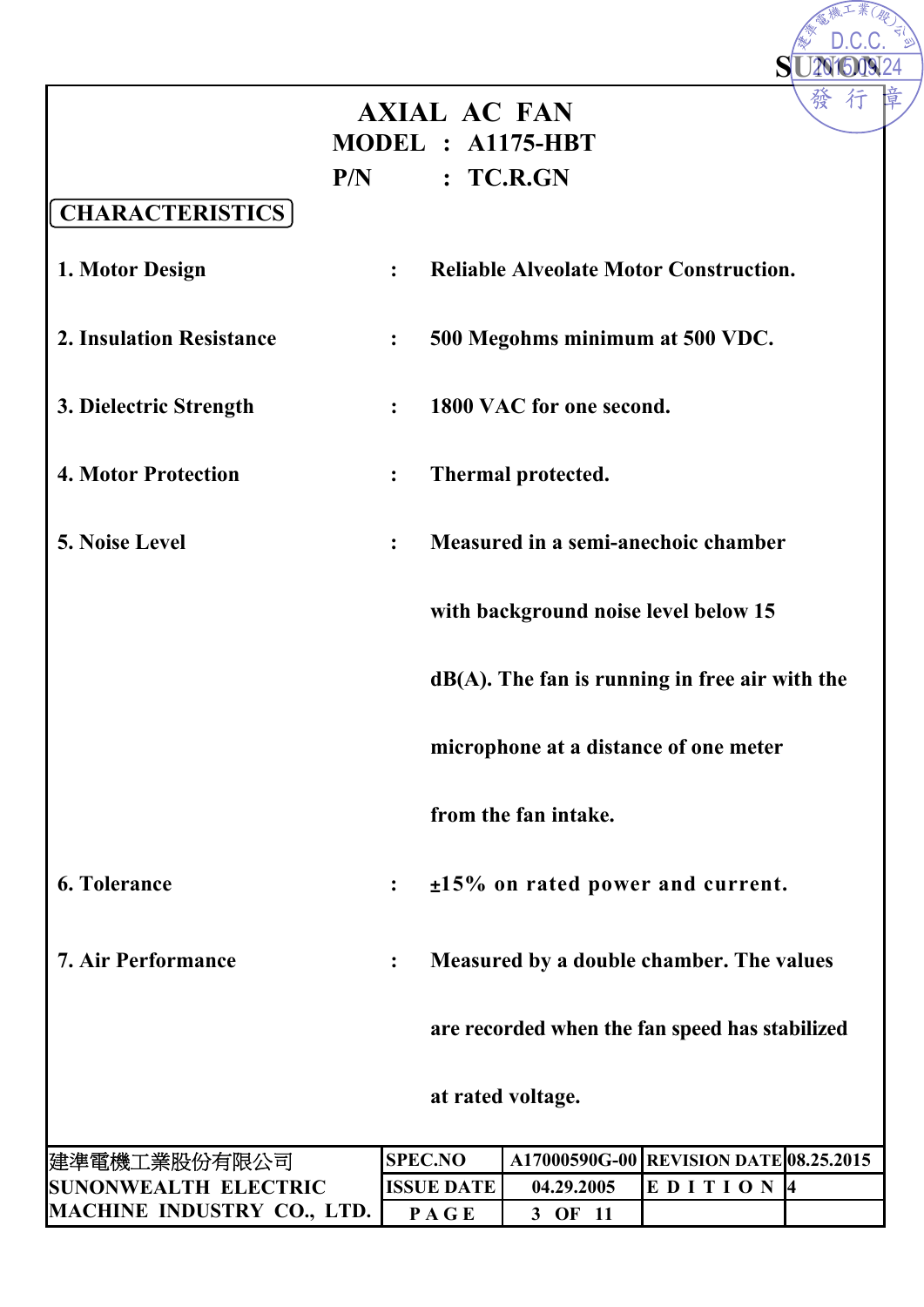# AXIAL AC FAN

**MODEL : A1175-HBT**

**P/N : TC.R.GN**

## CHARACTERISTICS

1. **Motor Design** : Reliable Alveolate Motor Construction.
2. **Insulation Resistance** : 500 Megohms minimum at 500 VDC.
3. **Dielectric Strength** : 1800 VAC for one second.
4. **Motor Protection** : Thermal protected.
5. **Noise Level** : Measured in a semi-anechoic chamber with background noise level below 15 dB(A). The fan is running in free air with the microphone at a distance of one meter from the fan intake.
6. **Tolerance** : ±15% on rated power and current.
7. **Air Performance** : Measured by a double chamber. The values are recorded when the fan speed has stabilized at rated voltage.

| 建準電機工業股份有限公司 SUNONWEALTH ELECTRIC MACHINE INDUSTRY CO., LTD. | SPEC.NO | A17000590G-00 | REVISION DATE | 08.25.2015 |
|---|---|---|---|---|
| | ISSUE DATE | 04.29.2005 | EDITION | 4 |
| | PAGE | 3 OF 11 | | |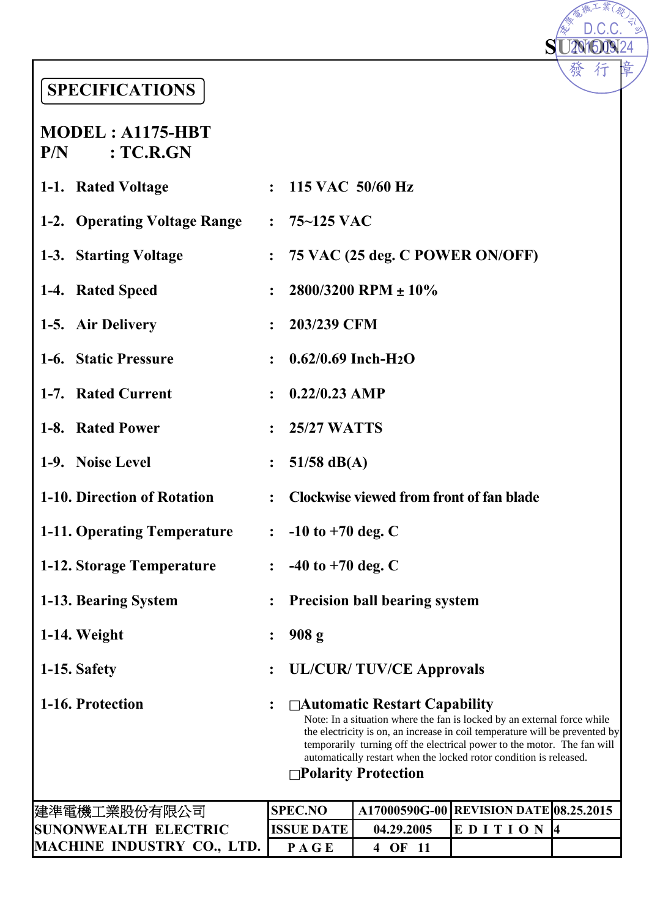# SPECIFICATIONS

**MODEL : A1175-HBT**
**P/N : TC.R.GN**

| Item | | Specification |
|---|---|---|
| 1-1. Rated Voltage | : | 115 VAC 50/60 Hz |
| 1-2. Operating Voltage Range | : | 75~125 VAC |
| 1-3. Starting Voltage | : | 75 VAC (25 deg. C POWER ON/OFF) |
| 1-4. Rated Speed | : | 2800/3200 RPM ± 10% |
| 1-5. Air Delivery | : | 203/239 CFM |
| 1-6. Static Pressure | : | 0.62/0.69 Inch-$H_2O$ |
| 1-7. Rated Current | : | 0.22/0.23 AMP |
| 1-8. Rated Power | : | 25/27 WATTS |
| 1-9. Noise Level | : | 51/58 dB(A) |
| 1-10. Direction of Rotation | : | Clockwise viewed from front of fan blade |
| 1-11. Operating Temperature | : | -10 to +70 deg. C |
| 1-12. Storage Temperature | : | -40 to +70 deg. C |
| 1-13. Bearing System | : | Precision ball bearing system |
| 1-14. Weight | : | 908 g |
| 1-15. Safety | : | UL/CUR/ TUV/CE Approvals |

**1-16. Protection** :

- ☐ **Automatic Restart Capability**

  Note: In a situation where the fan is locked by an external force while the electricity is on, an increase in coil temperature will be prevented by temporarily turning off the electrical power to the motor. The fan will automatically restart when the locked rotor condition is released.

- ☐ **Polarity Protection**

| 建準電機工業股份有限公司 SUNONWEALTH ELECTRIC MACHINE INDUSTRY CO., LTD. | SPEC.NO | A17000590G-00 | REVISION DATE | 08.25.2015 |
|---|---|---|---|---|
| | ISSUE DATE | 04.29.2005 | EDITION | 4 |
| | PAGE | 4 OF 11 | | |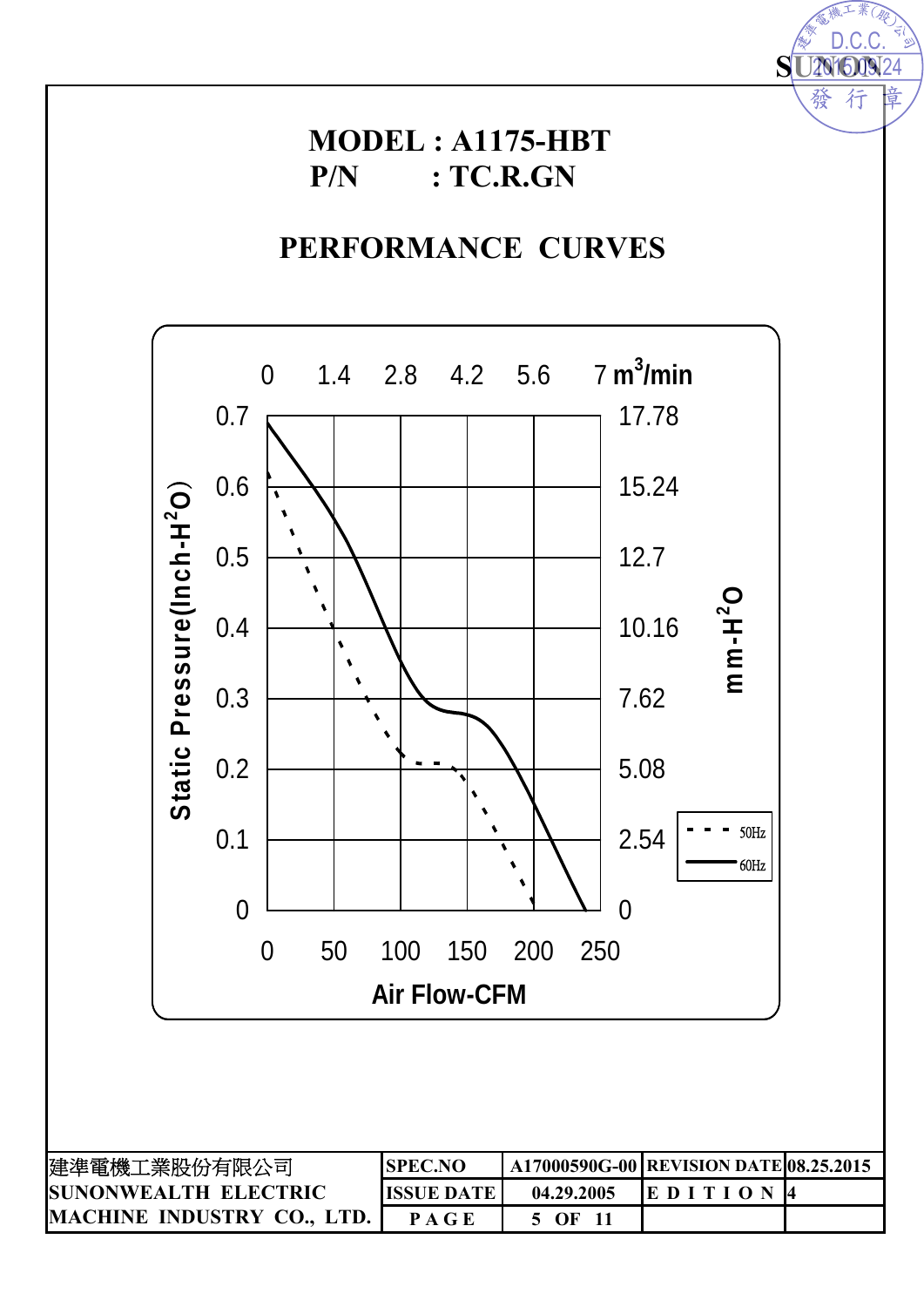**MODEL : A1175-HBT**
**P/N : TC.R.GN**

## PERFORMANCE CURVES

Static Pressure(Inch-$H_2O$) / mm-$H_2O$ vs. Air Flow-CFM ($m^3/min$)

- Top axis ($m^3/min$): 0, 1.4, 2.8, 4.2, 5.6, 7
- Left axis (Inch-$H_2O$): 0, 0.1, 0.2, 0.3, 0.4, 0.5, 0.6, 0.7
- Right axis (mm-$H_2O$): 0, 2.54, 5.08, 7.62, 10.16, 12.7, 15.24, 17.78
- Bottom axis (Air Flow-CFM): 0, 50, 100, 150, 200, 250
- Legend: 50Hz (dashed), 60Hz (solid)

| 建準電機工業股份有限公司 SUNONWEALTH ELECTRIC MACHINE INDUSTRY CO., LTD. | SPEC.NO | A17000590G-00 | REVISION DATE | 08.25.2015 |
|---|---|---|---|---|
| | ISSUE DATE | 04.29.2005 | EDITION | 4 |
| | PAGE | 5 OF 11 | | |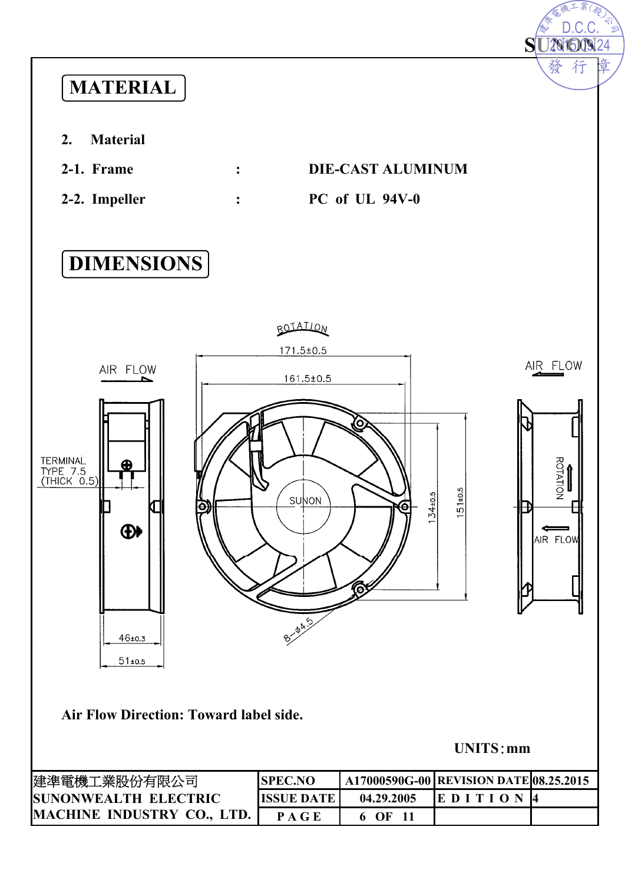# MATERIAL

2. **Material**

2-1. **Frame** : **DIE-CAST ALUMINUM**

2-2. **Impeller** : **PC of UL 94V-0**

# DIMENSIONS

**Air Flow Direction: Toward label side.**

**UNITS：mm**

| 建準電機工業股份有限公司 SUNONWEALTH ELECTRIC MACHINE INDUSTRY CO., LTD. | SPEC.NO | A17000590G-00 | REVISION DATE | 08.25.2015 |
|---|---|---|---|---|
| | ISSUE DATE | 04.29.2005 | EDITION | 4 |
| | PAGE | 6 OF 11 | | |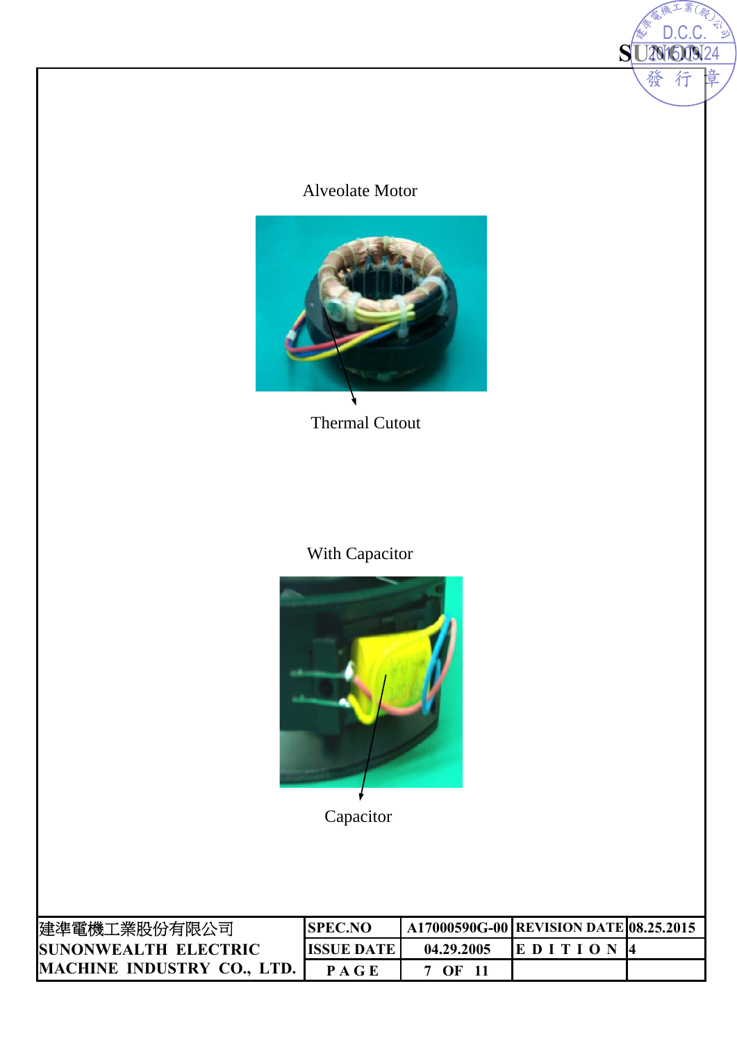Alveolate Motor

Thermal Cutout

With Capacitor

Capacitor

| 建準電機工業股份有限公司 SUNONWEALTH ELECTRIC MACHINE INDUSTRY CO., LTD. | SPEC.NO | A17000590G-00 | REVISION DATE | 08.25.2015 |
|---|---|---|---|---|
| | ISSUE DATE | 04.29.2005 | EDITION | 4 |
| | PAGE | 7 OF 11 | | |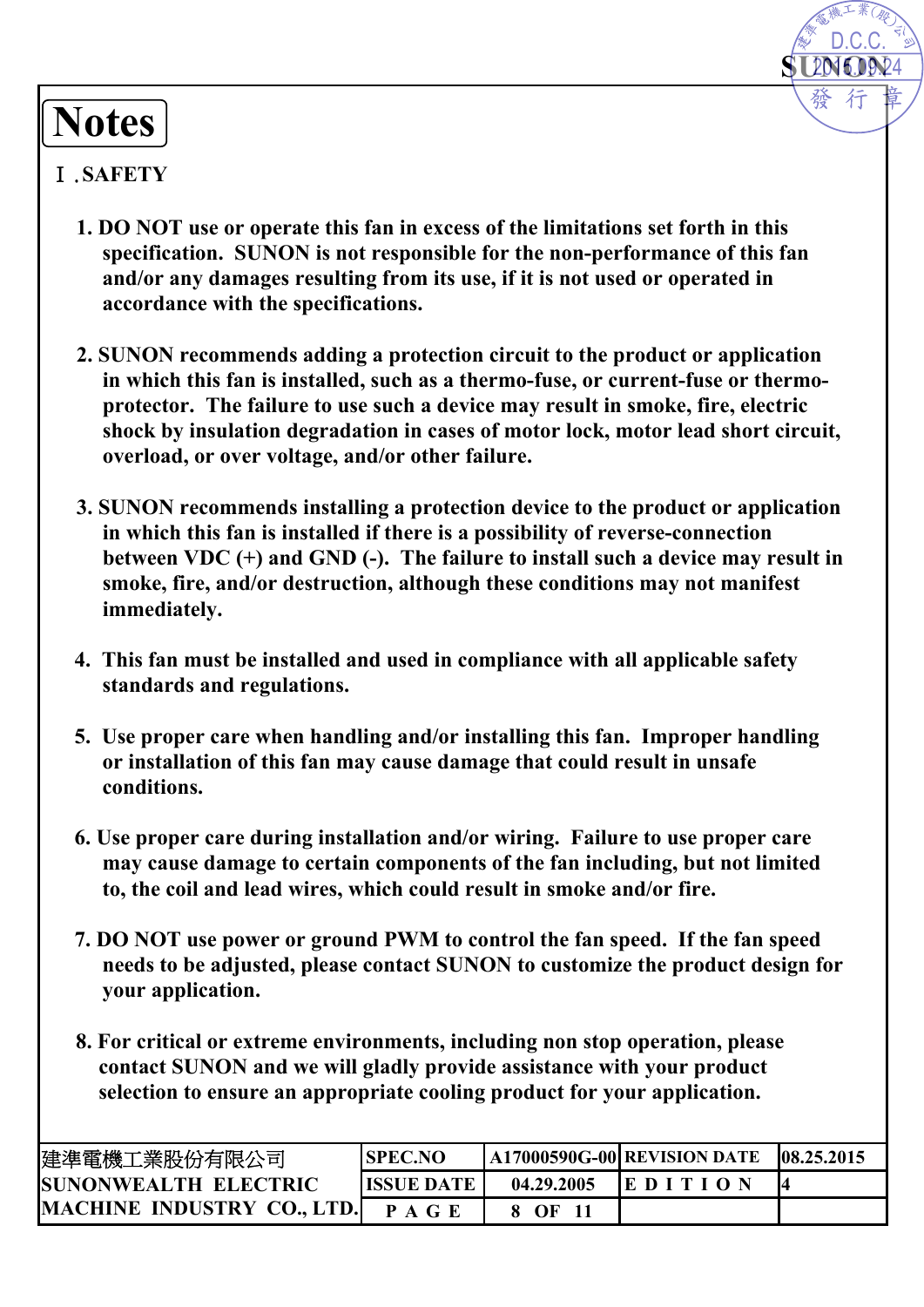# Notes

## Ⅰ.SAFETY

1. DO NOT use or operate this fan in excess of the limitations set forth in this specification. SUNON is not responsible for the non-performance of this fan and/or any damages resulting from its use, if it is not used or operated in accordance with the specifications.

2. SUNON recommends adding a protection circuit to the product or application in which this fan is installed, such as a thermo-fuse, or current-fuse or thermo-protector. The failure to use such a device may result in smoke, fire, electric shock by insulation degradation in cases of motor lock, motor lead short circuit, overload, or over voltage, and/or other failure.

3. SUNON recommends installing a protection device to the product or application in which this fan is installed if there is a possibility of reverse-connection between VDC (+) and GND (-). The failure to install such a device may result in smoke, fire, and/or destruction, although these conditions may not manifest immediately.

4. This fan must be installed and used in compliance with all applicable safety standards and regulations.

5. Use proper care when handling and/or installing this fan. Improper handling or installation of this fan may cause damage that could result in unsafe conditions.

6. Use proper care during installation and/or wiring. Failure to use proper care may cause damage to certain components of the fan including, but not limited to, the coil and lead wires, which could result in smoke and/or fire.

7. DO NOT use power or ground PWM to control the fan speed. If the fan speed needs to be adjusted, please contact SUNON to customize the product design for your application.

8. For critical or extreme environments, including non stop operation, please contact SUNON and we will gladly provide assistance with your product selection to ensure an appropriate cooling product for your application.

| 建準電機工業股份有限公司 SUNONWEALTH ELECTRIC MACHINE INDUSTRY CO., LTD. | SPEC.NO | A17000590G-00 | REVISION DATE | 08.25.2015 |
|---|---|---|---|---|
| | ISSUE DATE | 04.29.2005 | EDITION | 4 |
| | PAGE | 8 OF 11 | | |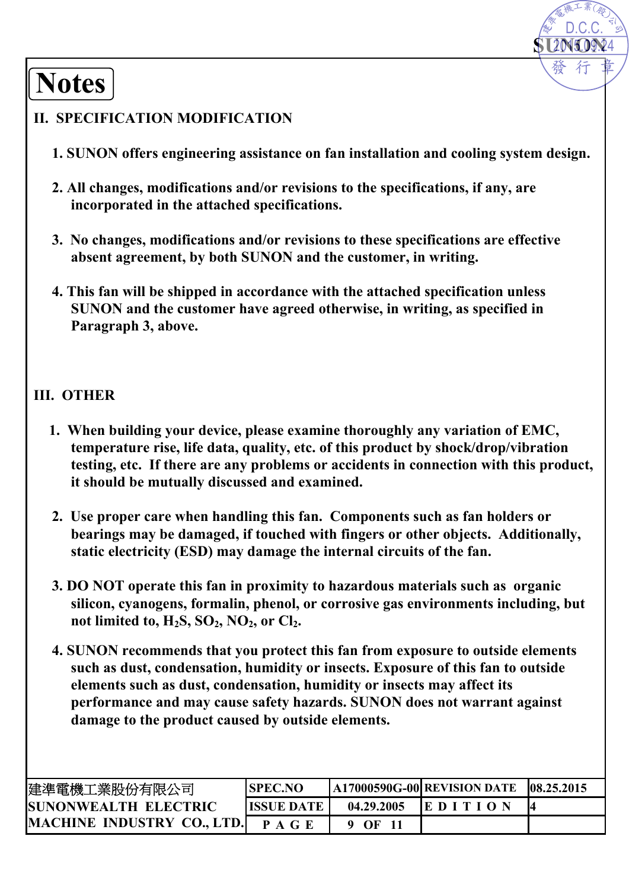# Notes

## II. SPECIFICATION MODIFICATION

1. SUNON offers engineering assistance on fan installation and cooling system design.

2. All changes, modifications and/or revisions to the specifications, if any, are incorporated in the attached specifications.

3. No changes, modifications and/or revisions to these specifications are effective absent agreement, by both SUNON and the customer, in writing.

4. This fan will be shipped in accordance with the attached specification unless SUNON and the customer have agreed otherwise, in writing, as specified in Paragraph 3, above.

## III. OTHER

1. When building your device, please examine thoroughly any variation of EMC, temperature rise, life data, quality, etc. of this product by shock/drop/vibration testing, etc. If there are any problems or accidents in connection with this product, it should be mutually discussed and examined.

2. Use proper care when handling this fan. Components such as fan holders or bearings may be damaged, if touched with fingers or other objects. Additionally, static electricity (ESD) may damage the internal circuits of the fan.

3. DO NOT operate this fan in proximity to hazardous materials such as organic silicon, cyanogens, formalin, phenol, or corrosive gas environments including, but not limited to, $H_2S$, $SO_2$, $NO_2$, or $Cl_2$.

4. SUNON recommends that you protect this fan from exposure to outside elements such as dust, condensation, humidity or insects. Exposure of this fan to outside elements such as dust, condensation, humidity or insects may affect its performance and may cause safety hazards. SUNON does not warrant against damage to the product caused by outside elements.

| 建準電機工業股份有限公司 SUNONWEALTH ELECTRIC MACHINE INDUSTRY CO., LTD. | SPEC.NO | A17000590G-00 | REVISION DATE | 08.25.2015 |
|---|---|---|---|---|
| | ISSUE DATE | 04.29.2005 | EDITION | 4 |
| | PAGE | 9 OF 11 | | |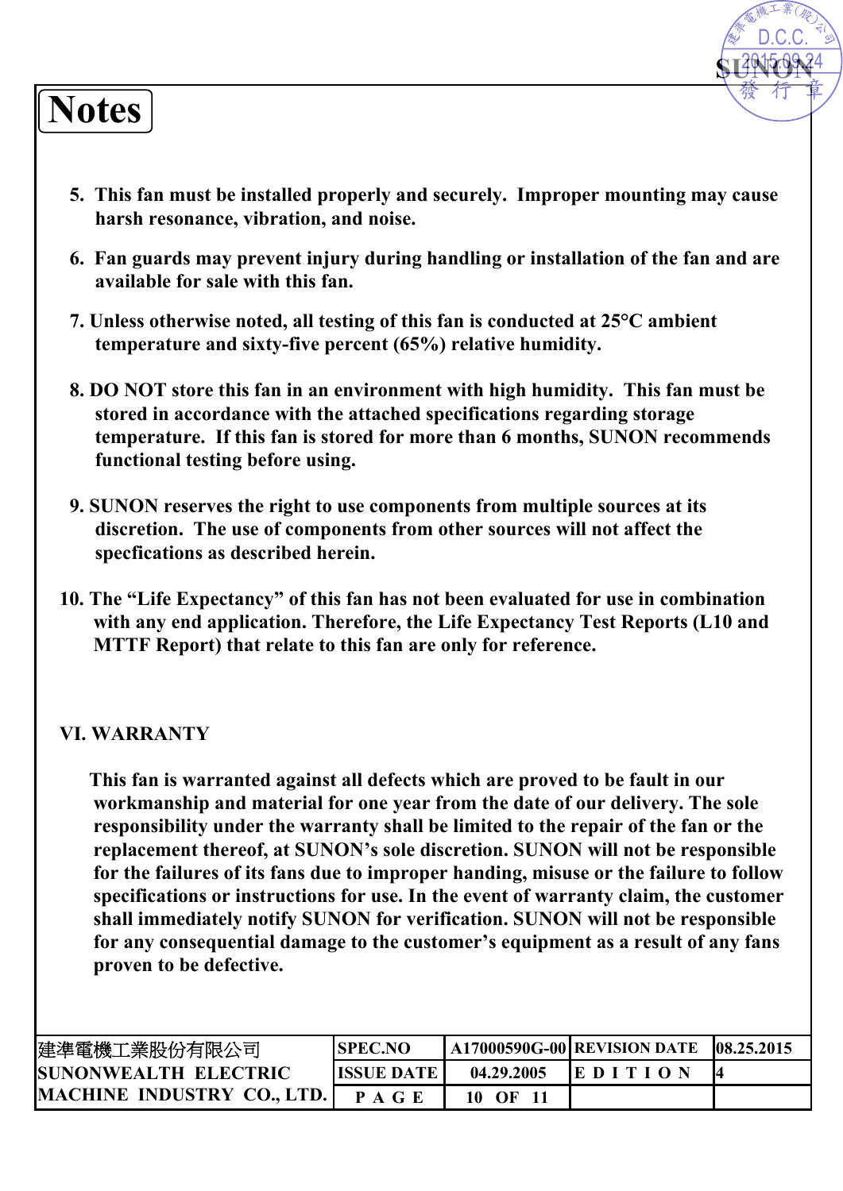# Notes

5. This fan must be installed properly and securely. Improper mounting may cause harsh resonance, vibration, and noise.

6. Fan guards may prevent injury during handling or installation of the fan and are available for sale with this fan.

7. Unless otherwise noted, all testing of this fan is conducted at 25°C ambient temperature and sixty-five percent (65%) relative humidity.

8. DO NOT store this fan in an environment with high humidity. This fan must be stored in accordance with the attached specifications regarding storage temperature. If this fan is stored for more than 6 months, SUNON recommends functional testing before using.

9. SUNON reserves the right to use components from multiple sources at its discretion. The use of components from other sources will not affect the specfications as described herein.

10. The “Life Expectancy” of this fan has not been evaluated for use in combination with any end application. Therefore, the Life Expectancy Test Reports (L10 and MTTF Report) that relate to this fan are only for reference.

## VI. WARRANTY

This fan is warranted against all defects which are proved to be fault in our workmanship and material for one year from the date of our delivery. The sole responsibility under the warranty shall be limited to the repair of the fan or the replacement thereof, at SUNON’s sole discretion. SUNON will not be responsible for the failures of its fans due to improper handing, misuse or the failure to follow specifications or instructions for use. In the event of warranty claim, the customer shall immediately notify SUNON for verification. SUNON will not be responsible for any consequential damage to the customer’s equipment as a result of any fans proven to be defective.

| 建準電機工業股份有限公司 SUNONWEALTH ELECTRIC MACHINE INDUSTRY CO., LTD. | SPEC.NO | A17000590G-00 | REVISION DATE | 08.25.2015 |
|---|---|---|---|---|
| | ISSUE DATE | 04.29.2005 | EDITION | 4 |
| | PAGE | 10 OF 11 | | |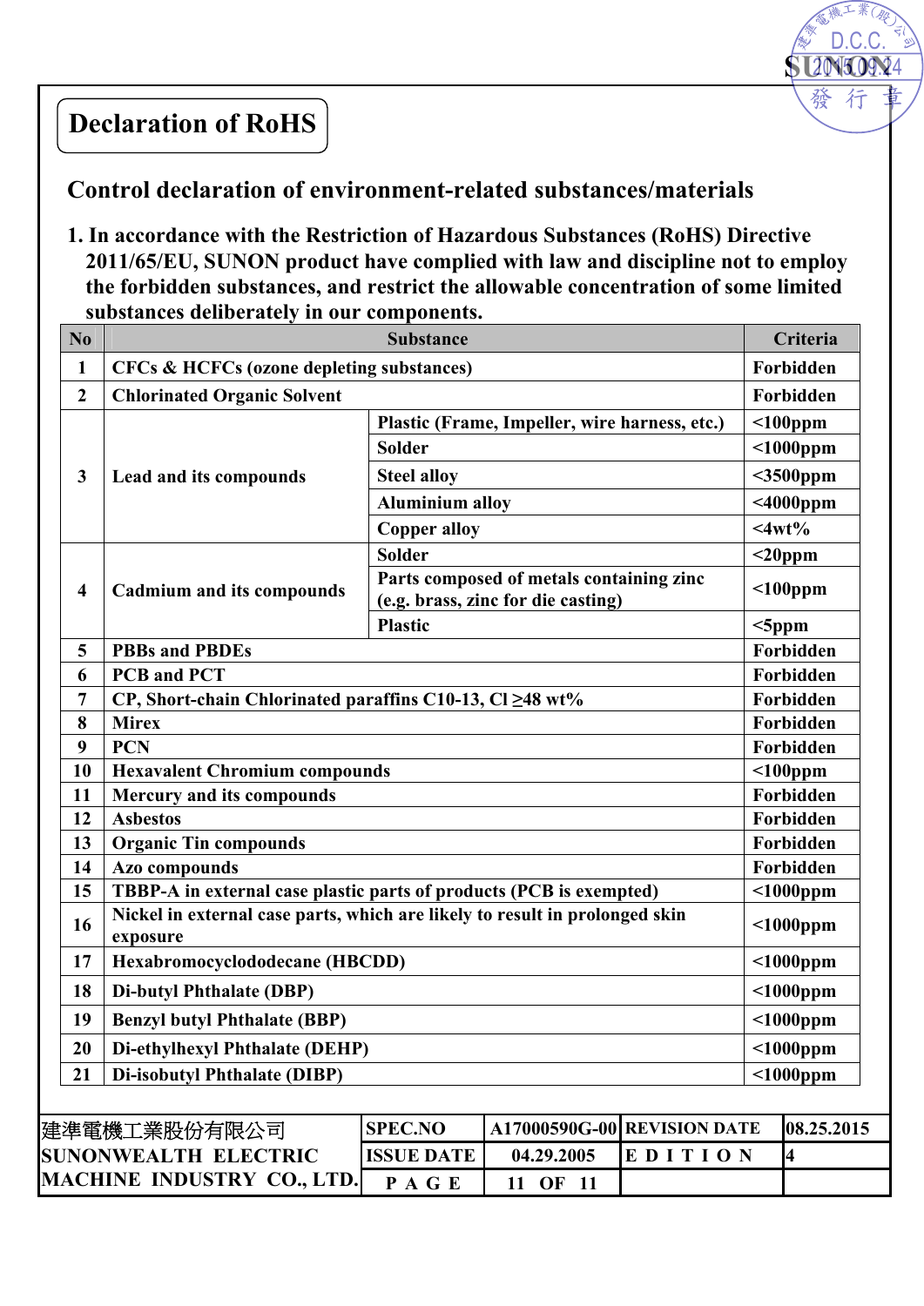# Declaration of RoHS

## Control declaration of environment-related substances/materials

1. In accordance with the Restriction of Hazardous Substances (RoHS) Directive 2011/65/EU, SUNON product have complied with law and discipline not to employ the forbidden substances, and restrict the allowable concentration of some limited substances deliberately in our components.

| No | Substance | | Criteria |
|---|---|---|---|
| 1 | CFCs & HCFCs (ozone depleting substances) | | Forbidden |
| 2 | Chlorinated Organic Solvent | | Forbidden |
| 3 | Lead and its compounds | Plastic (Frame, Impeller, wire harness, etc.) | <100ppm |
| | | Solder | <1000ppm |
| | | Steel alloy | <3500ppm |
| | | Aluminium alloy | <4000ppm |
| | | Copper alloy | <4wt% |
| 4 | Cadmium and its compounds | Solder | <20ppm |
| | | Parts composed of metals containing zinc (e.g. brass, zinc for die casting) | <100ppm |
| | | Plastic | <5ppm |
| 5 | PBBs and PBDEs | | Forbidden |
| 6 | PCB and PCT | | Forbidden |
| 7 | CP, Short-chain Chlorinated paraffins C10-13, Cl ≥48 wt% | | Forbidden |
| 8 | Mirex | | Forbidden |
| 9 | PCN | | Forbidden |
| 10 | Hexavalent Chromium compounds | | <100ppm |
| 11 | Mercury and its compounds | | Forbidden |
| 12 | Asbestos | | Forbidden |
| 13 | Organic Tin compounds | | Forbidden |
| 14 | Azo compounds | | Forbidden |
| 15 | TBBP-A in external case plastic parts of products (PCB is exempted) | | <1000ppm |
| 16 | Nickel in external case parts, which are likely to result in prolonged skin exposure | | <1000ppm |
| 17 | Hexabromocyclododecane (HBCDD) | | <1000ppm |
| 18 | Di-butyl Phthalate (DBP) | | <1000ppm |
| 19 | Benzyl butyl Phthalate (BBP) | | <1000ppm |
| 20 | Di-ethylhexyl Phthalate (DEHP) | | <1000ppm |
| 21 | Di-isobutyl Phthalate (DIBP) | | <1000ppm |

| | | | | |
|---|---|---|---|---|
| 建準電機工業股份有限公司 SUNONWEALTH ELECTRIC MACHINE INDUSTRY CO., LTD. | SPEC.NO | A17000590G-00 | REVISION DATE | 08.25.2015 |
| | ISSUE DATE | 04.29.2005 | EDITION | 4 |
| | PAGE | 11 OF 11 | | |